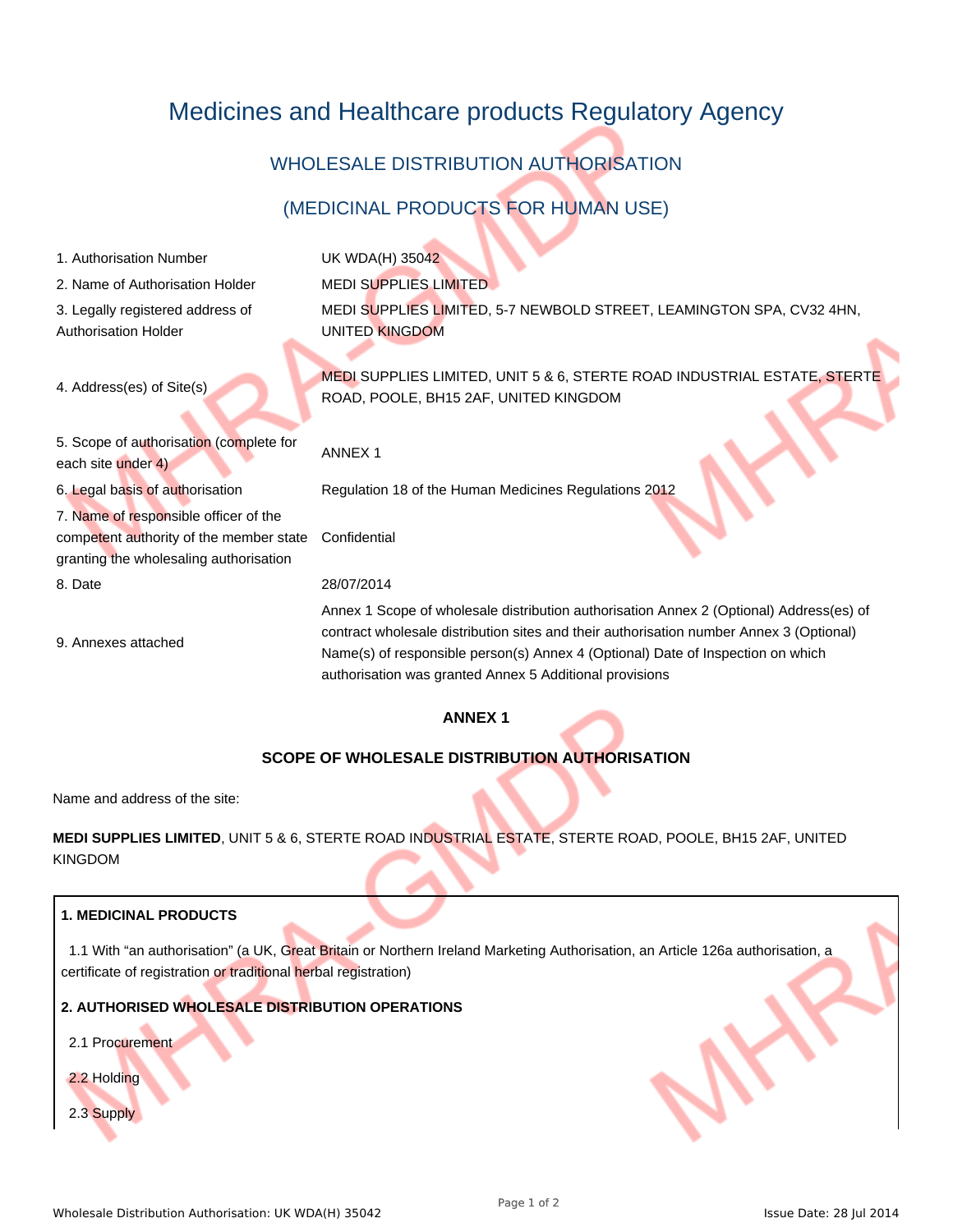# Medicines and Healthcare products Regulatory Agency

## WHOLESALE DISTRIBUTION AUTHORISATION

## (MEDICINAL PRODUCTS FOR HUMAN USE)

| | |
|---|---|
| 1. Authorisation Number | UK WDA(H) 35042 |
| 2. Name of Authorisation Holder | MEDI SUPPLIES LIMITED |
| 3. Legally registered address of Authorisation Holder | MEDI SUPPLIES LIMITED, 5-7 NEWBOLD STREET, LEAMINGTON SPA, CV32 4HN, UNITED KINGDOM |
| 4. Address(es) of Site(s) | MEDI SUPPLIES LIMITED, UNIT 5 & 6, STERTE ROAD INDUSTRIAL ESTATE, STERTE ROAD, POOLE, BH15 2AF, UNITED KINGDOM |
| 5. Scope of authorisation (complete for each site under 4) | ANNEX 1 |
| 6. Legal basis of authorisation | Regulation 18 of the Human Medicines Regulations 2012 |
| 7. Name of responsible officer of the competent authority of the member state granting the wholesaling authorisation | Confidential |
| 8. Date | 28/07/2014 |
| 9. Annexes attached | Annex 1 Scope of wholesale distribution authorisation Annex 2 (Optional) Address(es) of contract wholesale distribution sites and their authorisation number Annex 3 (Optional) Name(s) of responsible person(s) Annex 4 (Optional) Date of Inspection on which authorisation was granted Annex 5 Additional provisions |

**ANNEX 1**

**SCOPE OF WHOLESALE DISTRIBUTION AUTHORISATION**

Name and address of the site:

**MEDI SUPPLIES LIMITED**, UNIT 5 & 6, STERTE ROAD INDUSTRIAL ESTATE, STERTE ROAD, POOLE, BH15 2AF, UNITED KINGDOM

**1. MEDICINAL PRODUCTS**

1.1 With “an authorisation” (a UK, Great Britain or Northern Ireland Marketing Authorisation, an Article 126a authorisation, a certificate of registration or traditional herbal registration)

**2. AUTHORISED WHOLESALE DISTRIBUTION OPERATIONS**

2.1 Procurement

2.2 Holding

2.3 Supply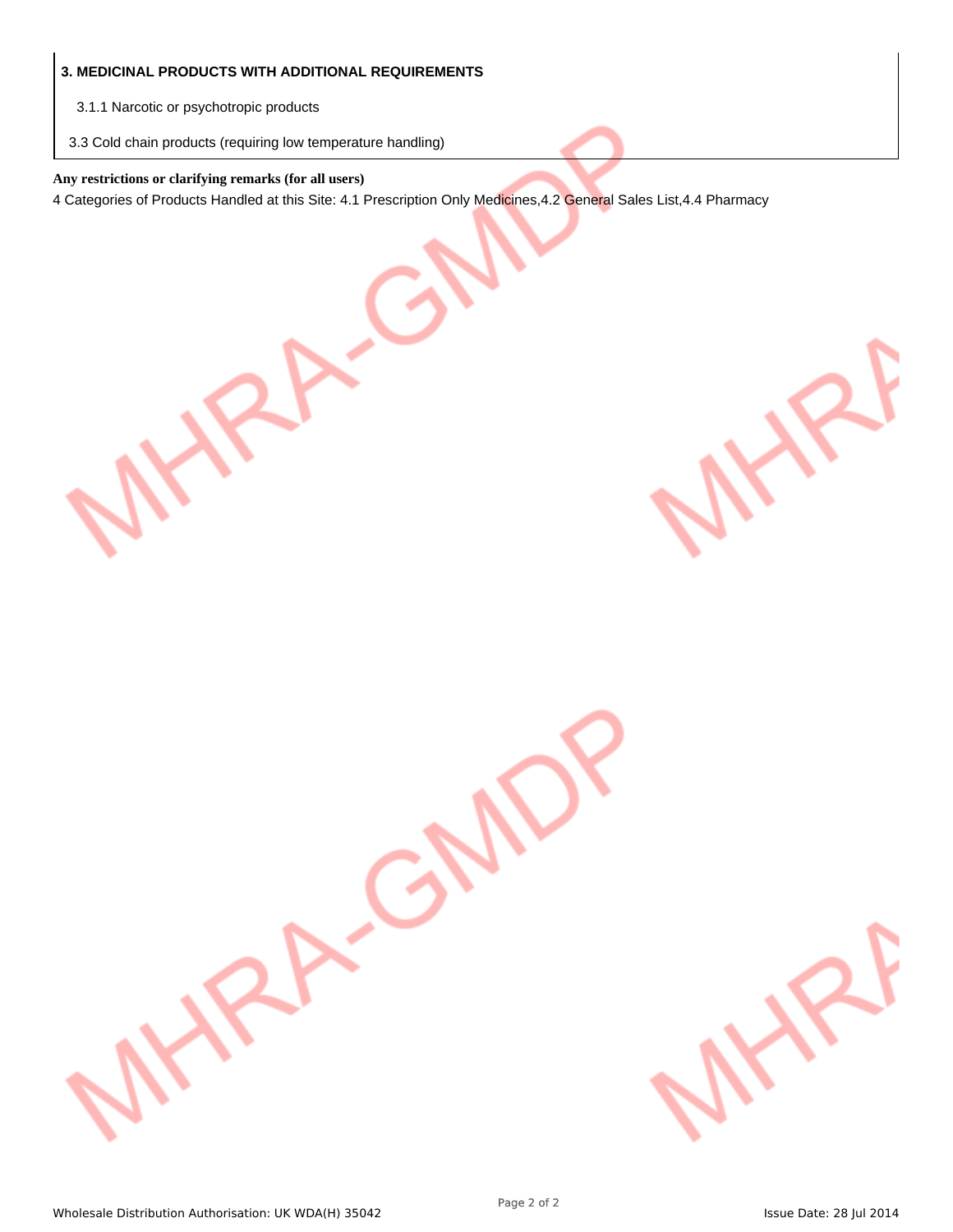### 3. MEDICINAL PRODUCTS WITH ADDITIONAL REQUIREMENTS

3.1.1 Narcotic or psychotropic products

3.3 Cold chain products (requiring low temperature handling)

**Any restrictions or clarifying remarks (for all users)**

4 Categories of Products Handled at this Site: 4.1 Prescription Only Medicines,4.2 General Sales List,4.4 Pharmacy